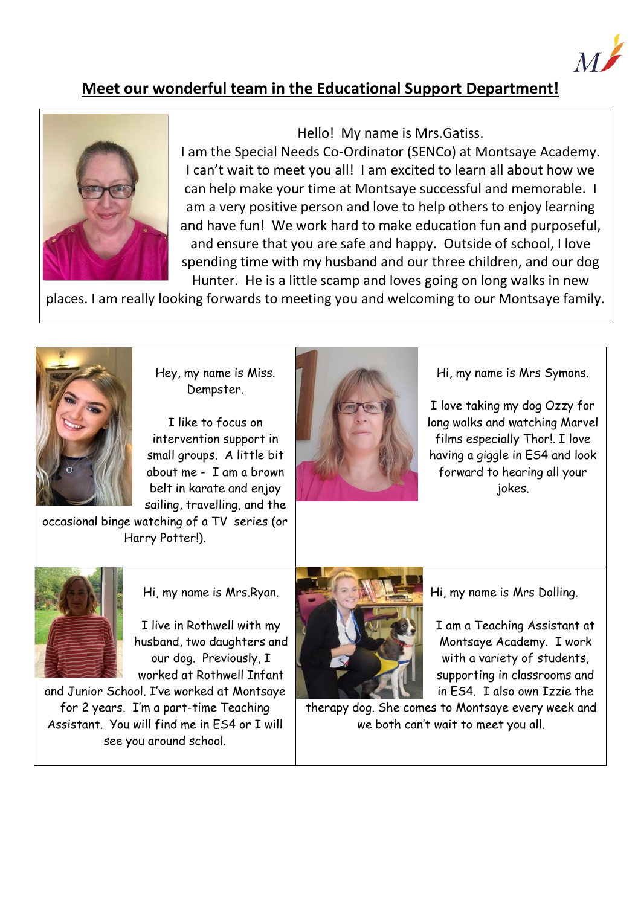# Meet our wonderful team in the Educational Support Department!

Hello! My name is Mrs.Gatiss.
I am the Special Needs Co-Ordinator (SENCo) at Montsaye Academy. I can't wait to meet you all! I am excited to learn all about how we can help make your time at Montsaye successful and memorable. I am a very positive person and love to help others to enjoy learning and have fun! We work hard to make education fun and purposeful, and ensure that you are safe and happy. Outside of school, I love spending time with my husband and our three children, and our dog Hunter. He is a little scamp and loves going on long walks in new places. I am really looking forwards to meeting you and welcoming to our Montsaye family.

Hey, my name is Miss. Dempster.

I like to focus on intervention support in small groups. A little bit about me - I am a brown belt in karate and enjoy sailing, travelling, and the occasional binge watching of a TV series (or Harry Potter!).

Hi, my name is Mrs Symons.

I love taking my dog Ozzy for long walks and watching Marvel films especially Thor!. I love having a giggle in ES4 and look forward to hearing all your jokes.

Hi, my name is Mrs.Ryan.

I live in Rothwell with my husband, two daughters and our dog. Previously, I worked at Rothwell Infant and Junior School. I've worked at Montsaye for 2 years. I'm a part-time Teaching Assistant. You will find me in ES4 or I will see you around school.

Hi, my name is Mrs Dolling.

I am a Teaching Assistant at Montsaye Academy. I work with a variety of students, supporting in classrooms and in ES4. I also own Izzie the therapy dog. She comes to Montsaye every week and we both can't wait to meet you all.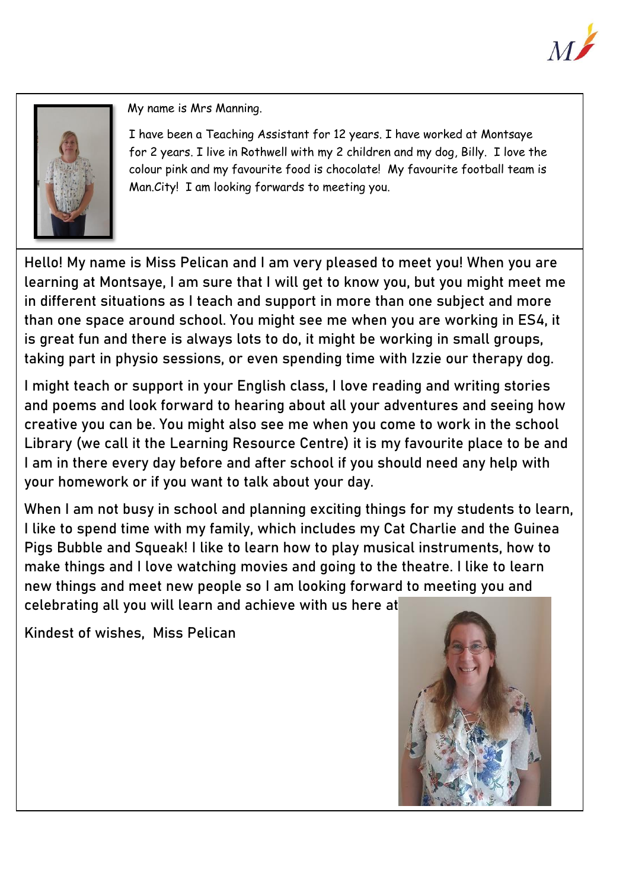My name is Mrs Manning.

I have been a Teaching Assistant for 12 years. I have worked at Montsaye for 2 years. I live in Rothwell with my 2 children and my dog, Billy. I love the colour pink and my favourite food is chocolate! My favourite football team is Man.City! I am looking forwards to meeting you.

Hello! My name is Miss Pelican and I am very pleased to meet you! When you are learning at Montsaye, I am sure that I will get to know you, but you might meet me in different situations as I teach and support in more than one subject and more than one space around school. You might see me when you are working in ES4, it is great fun and there is always lots to do, it might be working in small groups, taking part in physio sessions, or even spending time with Izzie our therapy dog.

I might teach or support in your English class, I love reading and writing stories and poems and look forward to hearing about all your adventures and seeing how creative you can be. You might also see me when you come to work in the school Library (we call it the Learning Resource Centre) it is my favourite place to be and I am in there every day before and after school if you should need any help with your homework or if you want to talk about your day.

When I am not busy in school and planning exciting things for my students to learn, I like to spend time with my family, which includes my Cat Charlie and the Guinea Pigs Bubble and Squeak! I like to learn how to play musical instruments, how to make things and I love watching movies and going to the theatre. I like to learn new things and meet new people so I am looking forward to meeting you and celebrating all you will learn and achieve with us here at

Kindest of wishes, Miss Pelican